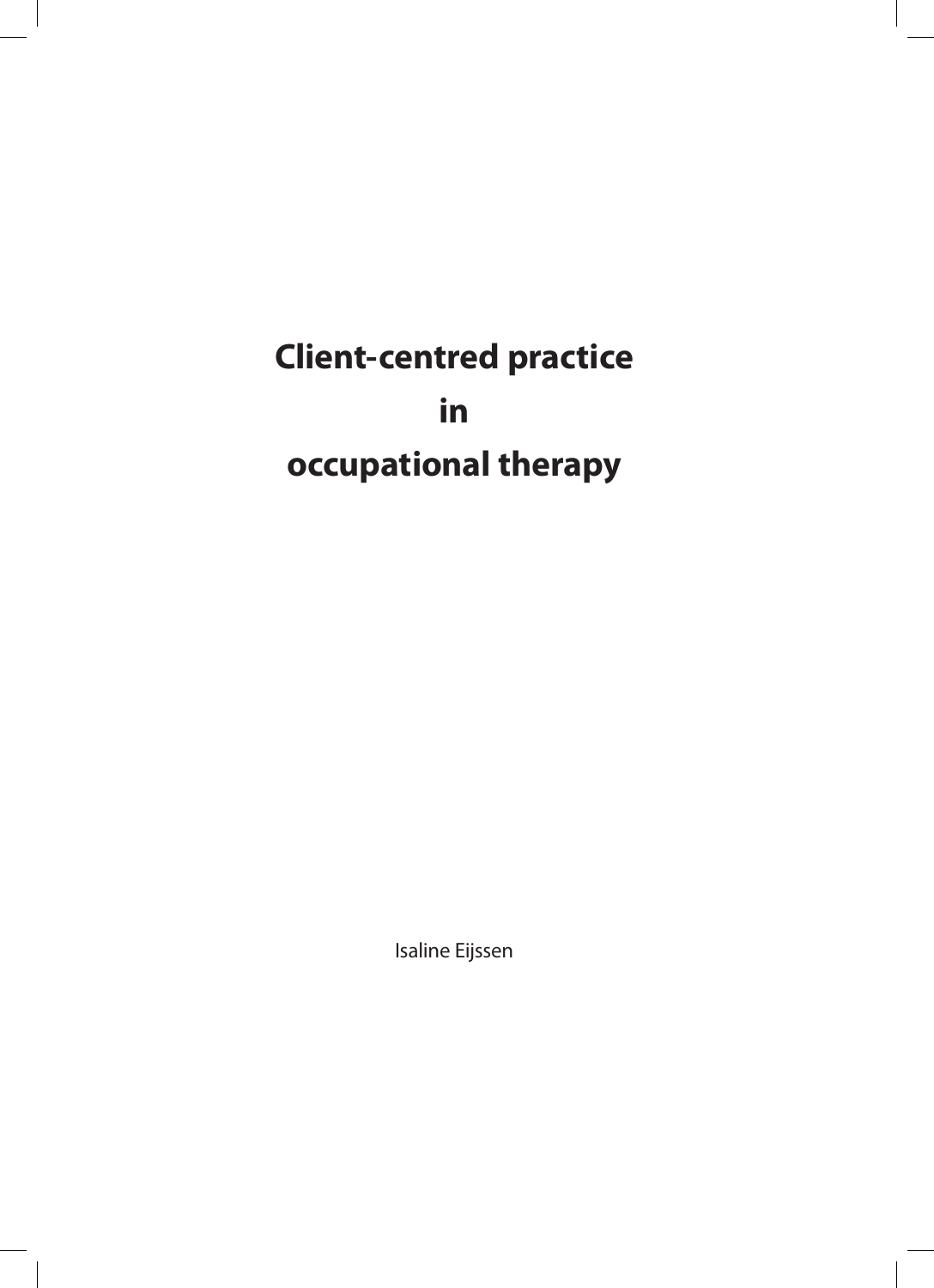# Client-centred practice in occupational therapy

Isaline Eijssen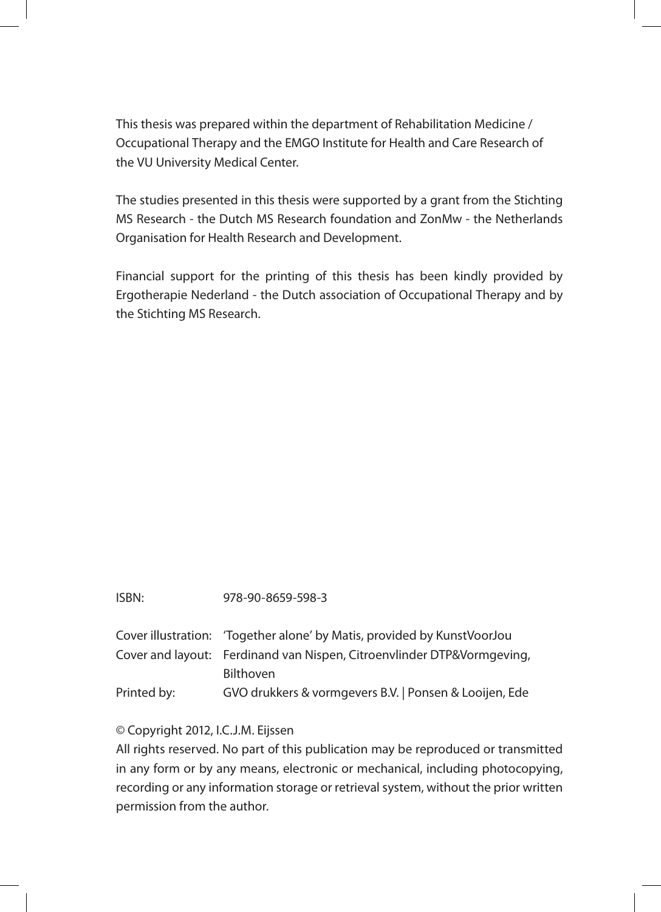This thesis was prepared within the department of Rehabilitation Medicine / Occupational Therapy and the EMGO Institute for Health and Care Research of the VU University Medical Center.

The studies presented in this thesis were supported by a grant from the Stichting MS Research - the Dutch MS Research foundation and ZonMw - the Netherlands Organisation for Health Research and Development.

Financial support for the printing of this thesis has been kindly provided by Ergotherapie Nederland - the Dutch association of Occupational Therapy and by the Stichting MS Research.

ISBN: 978-90-8659-598-3

Cover illustration: 'Together alone' by Matis, provided by KunstVoorJou
Cover and layout: Ferdinand van Nispen, Citroenvlinder DTP&Vormgeving, Bilthoven
Printed by: GVO drukkers & vormgevers B.V. | Ponsen & Looijen, Ede

© Copyright 2012, I.C.J.M. Eijssen
All rights reserved. No part of this publication may be reproduced or transmitted in any form or by any means, electronic or mechanical, including photocopying, recording or any information storage or retrieval system, without the prior written permission from the author.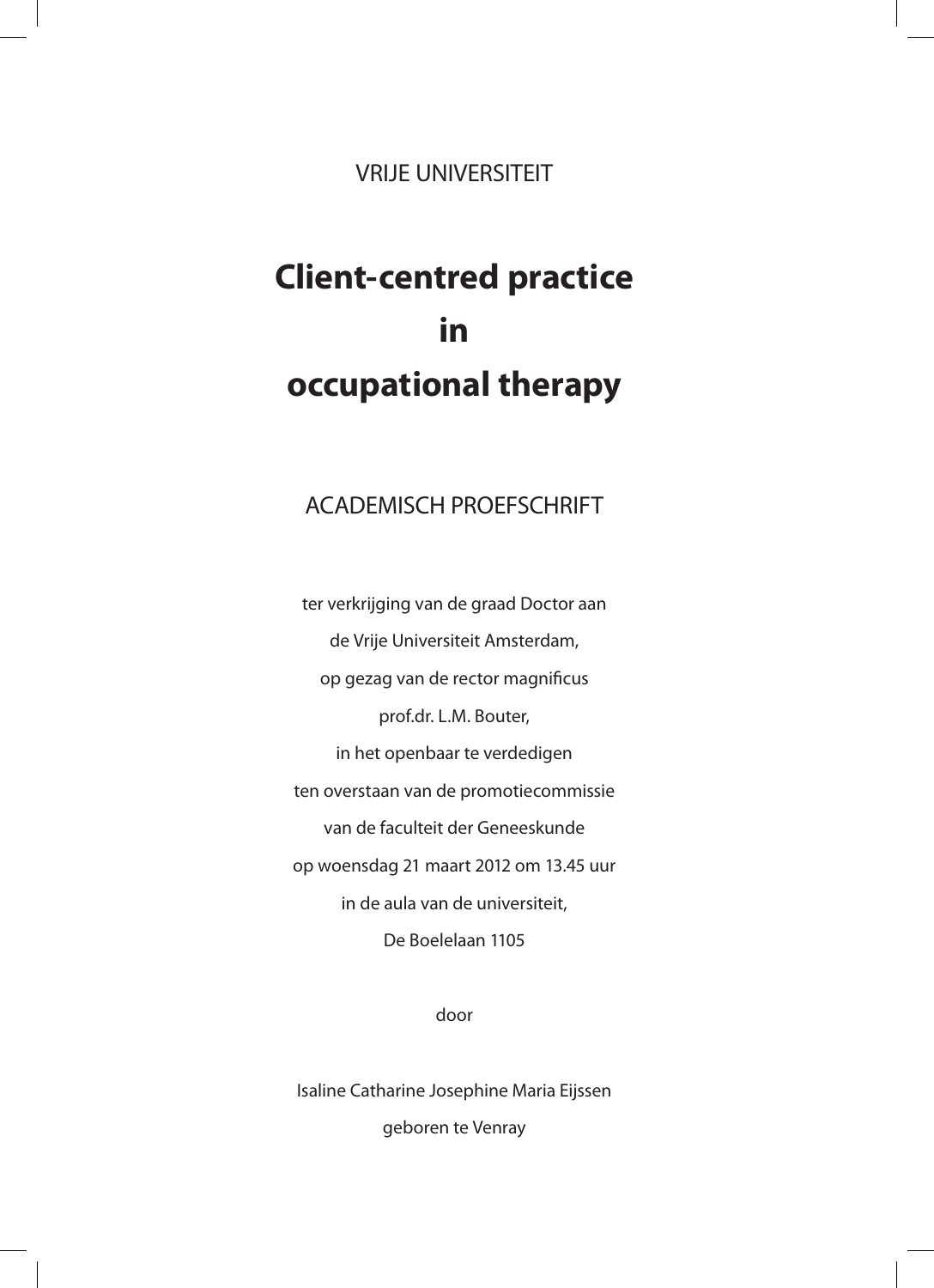VRIJE UNIVERSITEIT

# Client-centred practice in occupational therapy

ACADEMISCH PROEFSCHRIFT

ter verkrijging van de graad Doctor aan
de Vrije Universiteit Amsterdam,
op gezag van de rector magnificus
prof.dr. L.M. Bouter,
in het openbaar te verdedigen
ten overstaan van de promotiecommissie
van de faculteit der Geneeskunde
op woensdag 21 maart 2012 om 13.45 uur
in de aula van de universiteit,
De Boelelaan 1105

door

Isaline Catharine Josephine Maria Eijssen
geboren te Venray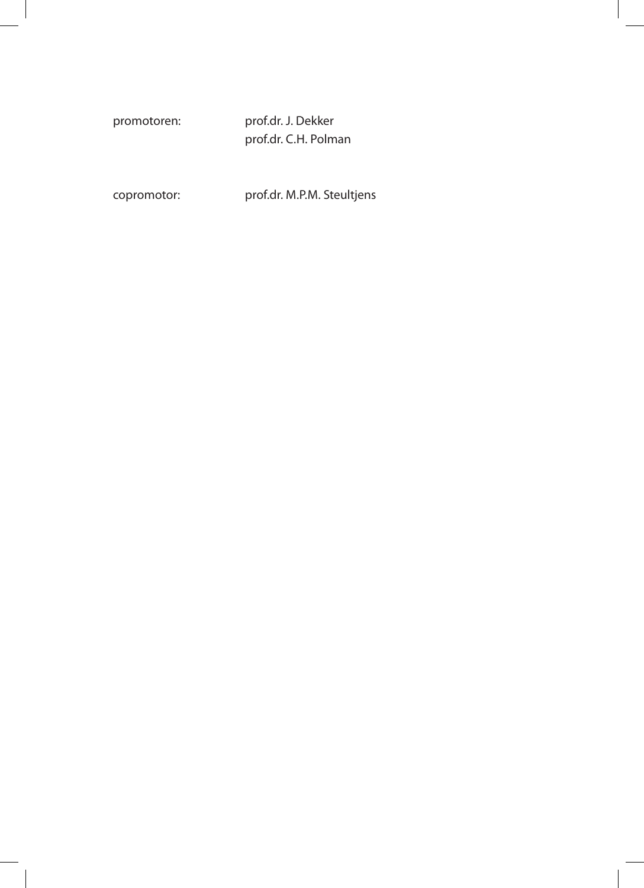promotoren: prof.dr. J. Dekker
prof.dr. C.H. Polman

copromotor: prof.dr. M.P.M. Steultjens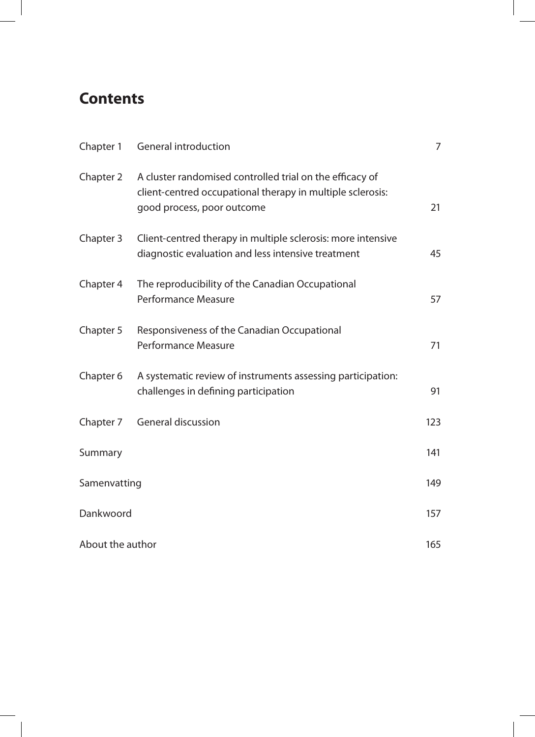# Contents

| | | |
|---|---|---|
| Chapter 1 | General introduction | 7 |
| Chapter 2 | A cluster randomised controlled trial on the efficacy of client-centred occupational therapy in multiple sclerosis: good process, poor outcome | 21 |
| Chapter 3 | Client-centred therapy in multiple sclerosis: more intensive diagnostic evaluation and less intensive treatment | 45 |
| Chapter 4 | The reproducibility of the Canadian Occupational Performance Measure | 57 |
| Chapter 5 | Responsiveness of the Canadian Occupational Performance Measure | 71 |
| Chapter 6 | A systematic review of instruments assessing participation: challenges in defining participation | 91 |
| Chapter 7 | General discussion | 123 |
| Summary | | 141 |
| Samenvatting | | 149 |
| Dankwoord | | 157 |
| About the author | | 165 |